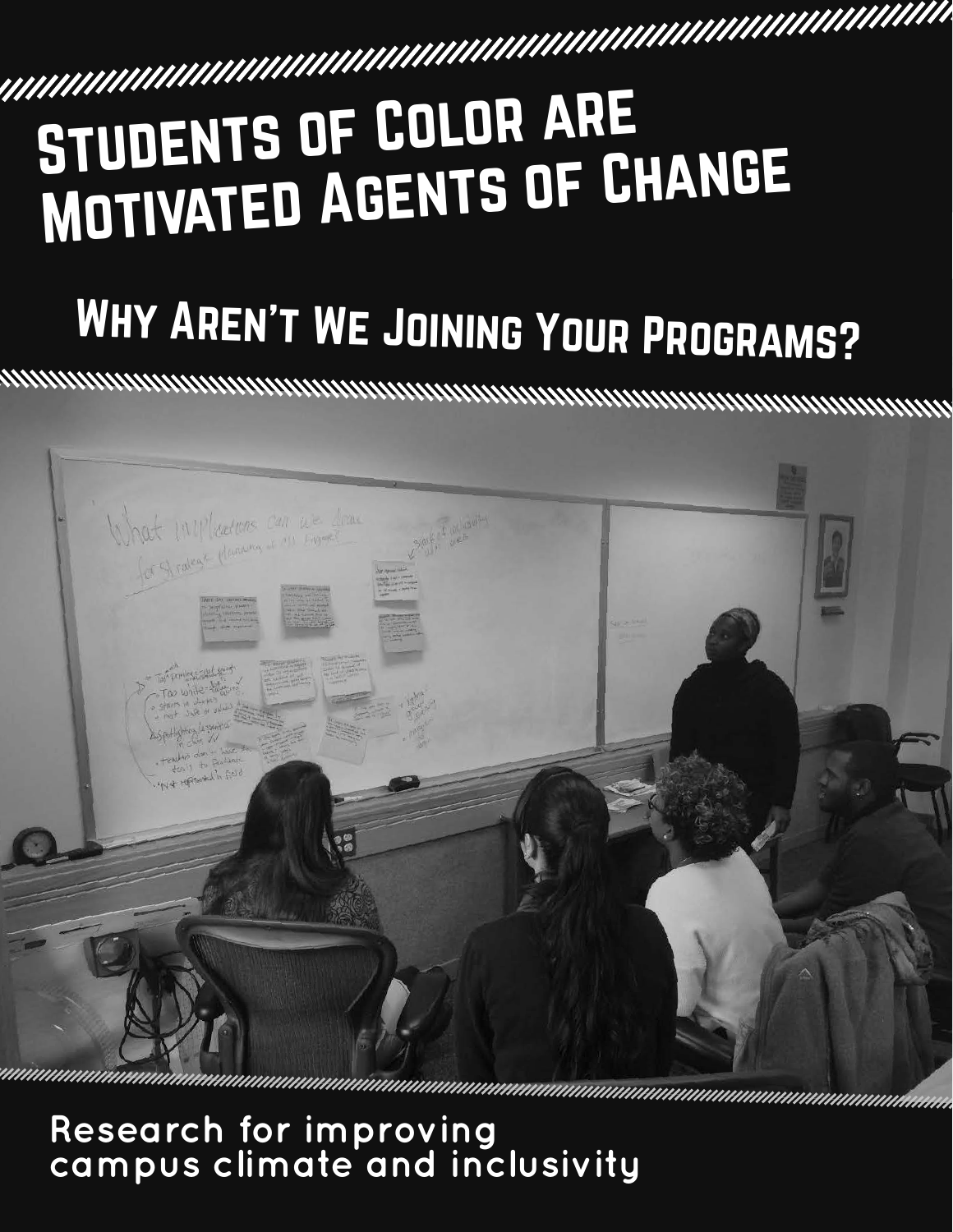# Students of Color are Motivated Agents of Change

## Why Aren't We Joining Your Programs?

Research for improving campus climate and inclusivity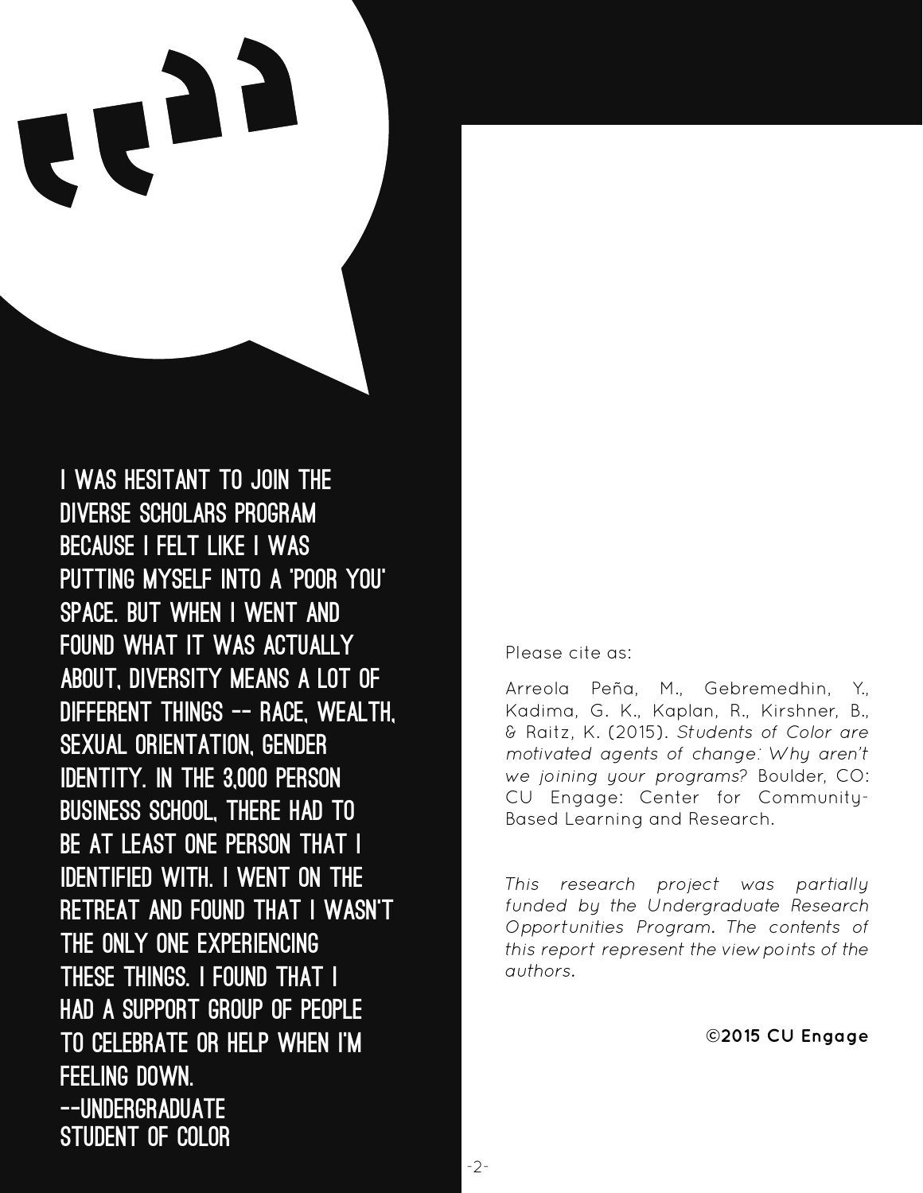I WAS HESITANT TO JOIN THE DIVERSE SCHOLARS PROGRAM BECAUSE I FELT LIKE I WAS PUTTING MYSELF INTO A 'POOR YOU' SPACE. BUT WHEN I WENT AND FOUND WHAT IT WAS ACTUALLY ABOUT, DIVERSITY MEANS A LOT OF DIFFERENT THINGS -- RACE, WEALTH, SEXUAL ORIENTATION, GENDER IDENTITY. IN THE 3,000 PERSON BUSINESS SCHOOL, THERE HAD TO BE AT LEAST ONE PERSON THAT I IDENTIFIED WITH. I WENT ON THE RETREAT AND FOUND THAT I WASN'T THE ONLY ONE EXPERIENCING THESE THINGS. I FOUND THAT I HAD A SUPPORT GROUP OF PEOPLE TO CELEBRATE OR HELP WHEN I'M FEELING DOWN.

--UNDERGRADUATE STUDENT OF COLOR

Please cite as:

Arreola Peña, M., Gebremedhin, Y., Kadima, G. K., Kaplan, R., Kirshner, B., & Raitz, K. (2015). *Students of Color are motivated agents of change: Why aren't we joining your programs?* Boulder, CO: CU Engage: Center for Community-Based Learning and Research.

*This research project was partially funded by the Undergraduate Research Opportunities Program. The contents of this report represent the view points of the authors.*

**©2015 CU Engage**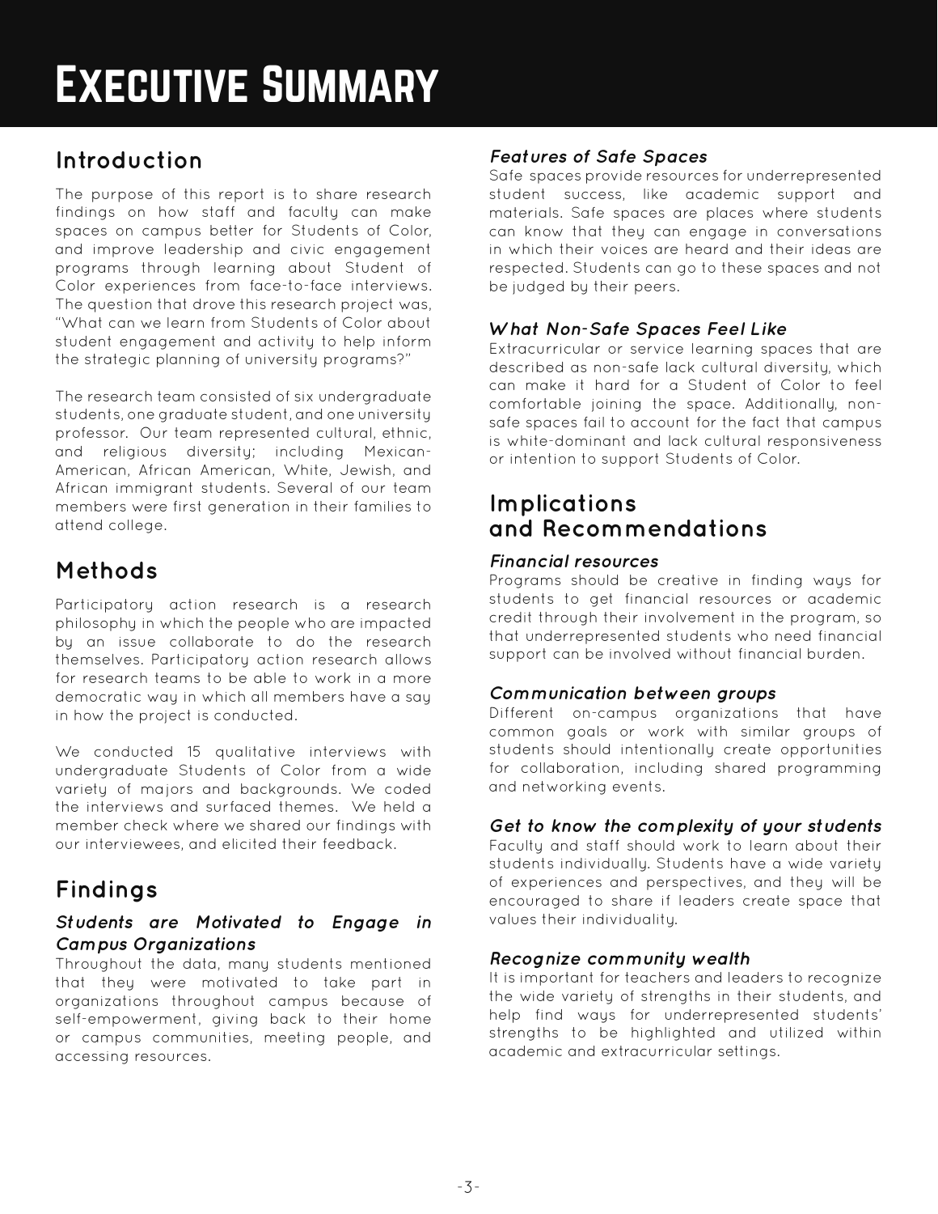# Executive Summary

## Introduction

The purpose of this report is to share research findings on how staff and faculty can make spaces on campus better for Students of Color, and improve leadership and civic engagement programs through learning about Student of Color experiences from face-to-face interviews. The question that drove this research project was, "What can we learn from Students of Color about student engagement and activity to help inform the strategic planning of university programs?"

The research team consisted of six undergraduate students, one graduate student, and one university professor. Our team represented cultural, ethnic, and religious diversity; including Mexican-American, African American, White, Jewish, and African immigrant students. Several of our team members were first generation in their families to attend college.

## Methods

Participatory action research is a research philosophy in which the people who are impacted by an issue collaborate to do the research themselves. Participatory action research allows for research teams to be able to work in a more democratic way in which all members have a say in how the project is conducted.

We conducted 15 qualitative interviews with undergraduate Students of Color from a wide variety of majors and backgrounds. We coded the interviews and surfaced themes. We held a member check where we shared our findings with our interviewees, and elicited their feedback.

## Findings

### *Students are Motivated to Engage in Campus Organizations*

Throughout the data, many students mentioned that they were motivated to take part in organizations throughout campus because of self-empowerment, giving back to their home or campus communities, meeting people, and accessing resources.

### *Features of Safe Spaces*

Safe spaces provide resources for underrepresented student success, like academic support and materials. Safe spaces are places where students can know that they can engage in conversations in which their voices are heard and their ideas are respected. Students can go to these spaces and not be judged by their peers.

### *What Non-Safe Spaces Feel Like*

Extracurricular or service learning spaces that are described as non-safe lack cultural diversity, which can make it hard for a Student of Color to feel comfortable joining the space. Additionally, non-safe spaces fail to account for the fact that campus is white-dominant and lack cultural responsiveness or intention to support Students of Color.

## Implications and Recommendations

### *Financial resources*

Programs should be creative in finding ways for students to get financial resources or academic credit through their involvement in the program, so that underrepresented students who need financial support can be involved without financial burden.

### *Communication between groups*

Different on-campus organizations that have common goals or work with similar groups of students should intentionally create opportunities for collaboration, including shared programming and networking events.

### *Get to know the complexity of your students*

Faculty and staff should work to learn about their students individually. Students have a wide variety of experiences and perspectives, and they will be encouraged to share if leaders create space that values their individuality.

### *Recognize community wealth*

It is important for teachers and leaders to recognize the wide variety of strengths in their students, and help find ways for underrepresented students' strengths to be highlighted and utilized within academic and extracurricular settings.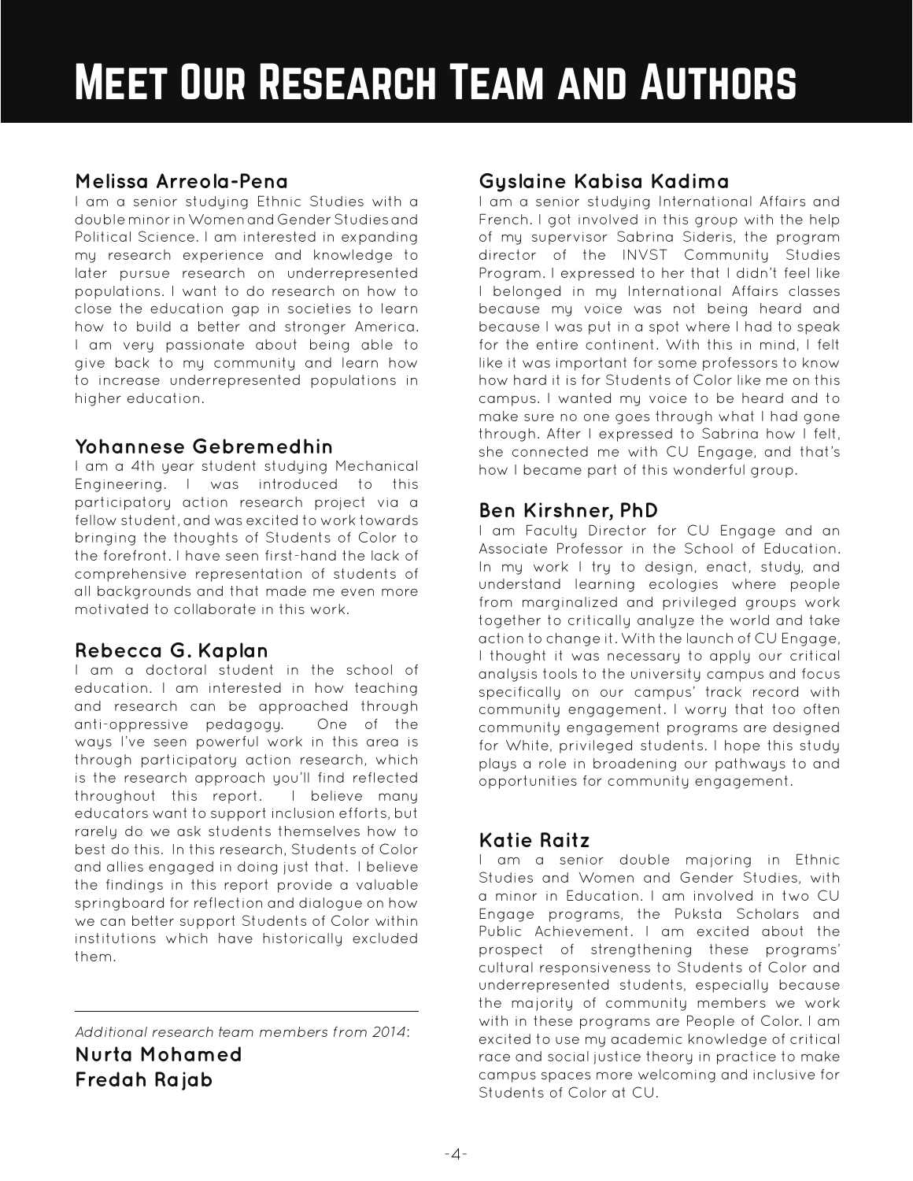# Meet Our Research Team and Authors

### Melissa Arreola-Pena

I am a senior studying Ethnic Studies with a double minor in Women and Gender Studies and Political Science. I am interested in expanding my research experience and knowledge to later pursue research on underrepresented populations. I want to do research on how to close the education gap in societies to learn how to build a better and stronger America. I am very passionate about being able to give back to my community and learn how to increase underrepresented populations in higher education.

### Yohannese Gebremedhin

I am a 4th year student studying Mechanical Engineering. I was introduced to this participatory action research project via a fellow student, and was excited to work towards bringing the thoughts of Students of Color to the forefront. I have seen first-hand the lack of comprehensive representation of students of all backgrounds and that made me even more motivated to collaborate in this work.

### Rebecca G. Kaplan

I am a doctoral student in the school of education. I am interested in how teaching and research can be approached through anti-oppressive pedagogy. One of the ways I've seen powerful work in this area is through participatory action research, which is the research approach you'll find reflected throughout this report. I believe many educators want to support inclusion efforts, but rarely do we ask students themselves how to best do this. In this research, Students of Color and allies engaged in doing just that. I believe the findings in this report provide a valuable springboard for reflection and dialogue on how we can better support Students of Color within institutions which have historically excluded them.

---

*Additional research team members from 2014*:

**Nurta Mohamed**
**Fredah Rajab**

### Gyslaine Kabisa Kadima

I am a senior studying International Affairs and French. I got involved in this group with the help of my supervisor Sabrina Sideris, the program director of the INVST Community Studies Program. I expressed to her that I didn't feel like I belonged in my International Affairs classes because my voice was not being heard and because I was put in a spot where I had to speak for the entire continent. With this in mind, I felt like it was important for some professors to know how hard it is for Students of Color like me on this campus. I wanted my voice to be heard and to make sure no one goes through what I had gone through. After I expressed to Sabrina how I felt, she connected me with CU Engage, and that's how I became part of this wonderful group.

### Ben Kirshner, PhD

I am Faculty Director for CU Engage and an Associate Professor in the School of Education. In my work I try to design, enact, study, and understand learning ecologies where people from marginalized and privileged groups work together to critically analyze the world and take action to change it. With the launch of CU Engage, I thought it was necessary to apply our critical analysis tools to the university campus and focus specifically on our campus' track record with community engagement. I worry that too often community engagement programs are designed for White, privileged students. I hope this study plays a role in broadening our pathways to and opportunities for community engagement.

### Katie Raitz

I am a senior double majoring in Ethnic Studies and Women and Gender Studies, with a minor in Education. I am involved in two CU Engage programs, the Puksta Scholars and Public Achievement. I am excited about the prospect of strengthening these programs' cultural responsiveness to Students of Color and underrepresented students, especially because the majority of community members we work with in these programs are People of Color. I am excited to use my academic knowledge of critical race and social justice theory in practice to make campus spaces more welcoming and inclusive for Students of Color at CU.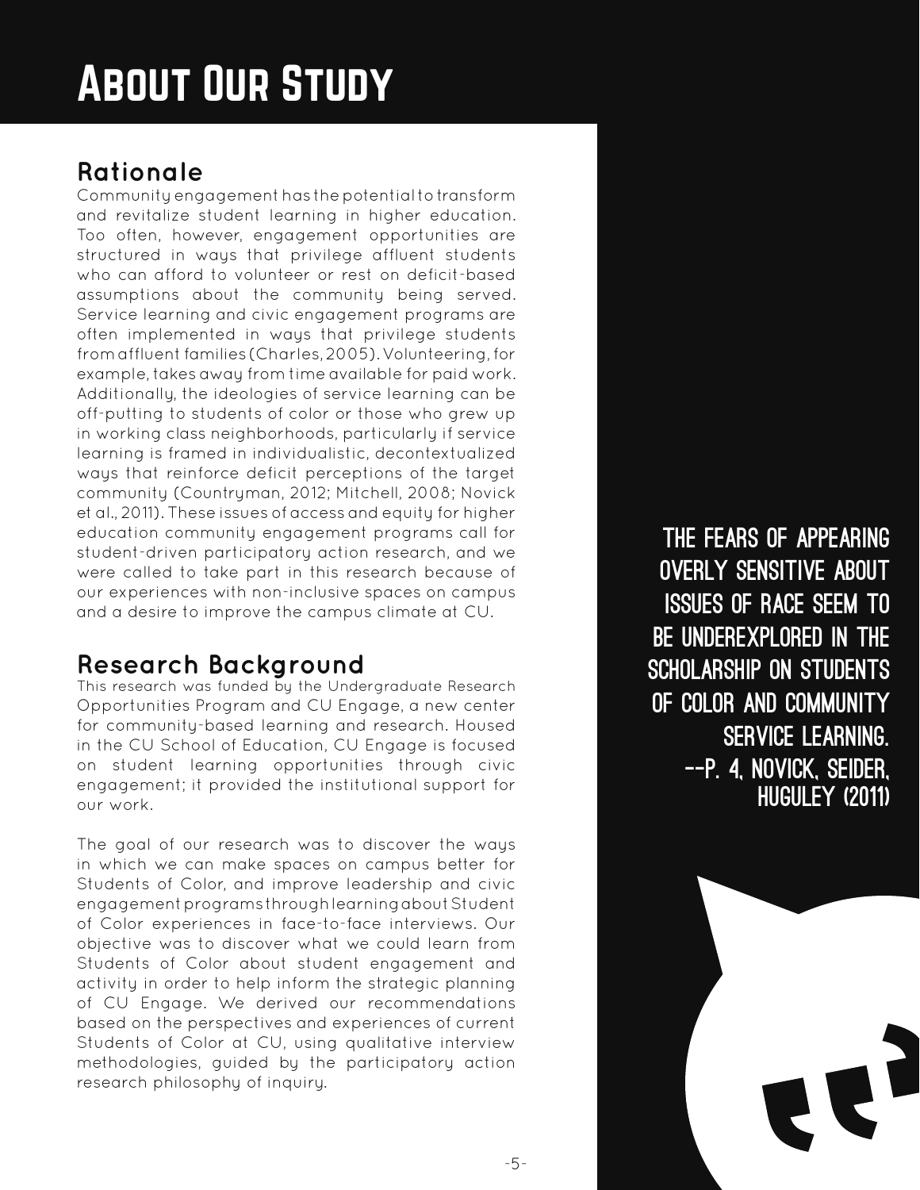# About Our Study

## Rationale

Community engagement has the potential to transform and revitalize student learning in higher education. Too often, however, engagement opportunities are structured in ways that privilege affluent students who can afford to volunteer or rest on deficit-based assumptions about the community being served. Service learning and civic engagement programs are often implemented in ways that privilege students from affluent families (Charles, 2005). Volunteering, for example, takes away from time available for paid work. Additionally, the ideologies of service learning can be off-putting to students of color or those who grew up in working class neighborhoods, particularly if service learning is framed in individualistic, decontextualized ways that reinforce deficit perceptions of the target community (Countryman, 2012; Mitchell, 2008; Novick et al., 2011). These issues of access and equity for higher education community engagement programs call for student-driven participatory action research, and we were called to take part in this research because of our experiences with non-inclusive spaces on campus and a desire to improve the campus climate at CU.

## Research Background

This research was funded by the Undergraduate Research Opportunities Program and CU Engage, a new center for community-based learning and research. Housed in the CU School of Education, CU Engage is focused on student learning opportunities through civic engagement; it provided the institutional support for our work.

The goal of our research was to discover the ways in which we can make spaces on campus better for Students of Color, and improve leadership and civic engagement programs through learning about Student of Color experiences in face-to-face interviews. Our objective was to discover what we could learn from Students of Color about student engagement and activity in order to help inform the strategic planning of CU Engage. We derived our recommendations based on the perspectives and experiences of current Students of Color at CU, using qualitative interview methodologies, guided by the participatory action research philosophy of inquiry.

> THE FEARS OF APPEARING OVERLY SENSITIVE ABOUT ISSUES OF RACE SEEM TO BE UNDEREXPLORED IN THE SCHOLARSHIP ON STUDENTS OF COLOR AND COMMUNITY SERVICE LEARNING.
> --P. 4, NOVICK, SEIDER, HUGULEY (2011)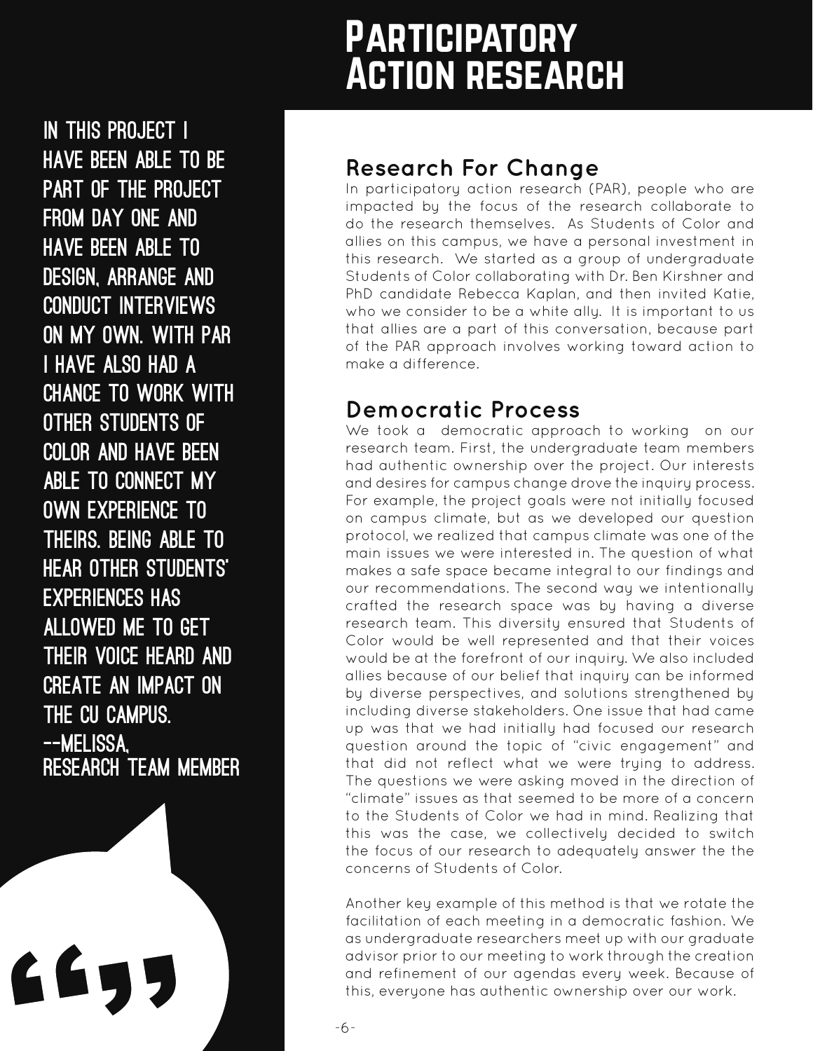# Participatory Action research

> IN THIS PROJECT I HAVE BEEN ABLE TO BE PART OF THE PROJECT FROM DAY ONE AND HAVE BEEN ABLE TO DESIGN, ARRANGE AND CONDUCT INTERVIEWS ON MY OWN. WITH PAR I HAVE ALSO HAD A CHANCE TO WORK WITH OTHER STUDENTS OF COLOR AND HAVE BEEN ABLE TO CONNECT MY OWN EXPERIENCE TO THEIRS. BEING ABLE TO HEAR OTHER STUDENTS' EXPERIENCES HAS ALLOWED ME TO GET THEIR VOICE HEARD AND CREATE AN IMPACT ON THE CU CAMPUS.
>
> --MELISSA, RESEARCH TEAM MEMBER

## Research For Change

In participatory action research (PAR), people who are impacted by the focus of the research collaborate to do the research themselves. As Students of Color and allies on this campus, we have a personal investment in this research. We started as a group of undergraduate Students of Color collaborating with Dr. Ben Kirshner and PhD candidate Rebecca Kaplan, and then invited Katie, who we consider to be a white ally. It is important to us that allies are a part of this conversation, because part of the PAR approach involves working toward action to make a difference.

## Democratic Process

We took a democratic approach to working on our research team. First, the undergraduate team members had authentic ownership over the project. Our interests and desires for campus change drove the inquiry process. For example, the project goals were not initially focused on campus climate, but as we developed our question protocol, we realized that campus climate was one of the main issues we were interested in. The question of what makes a safe space became integral to our findings and our recommendations. The second way we intentionally crafted the research space was by having a diverse research team. This diversity ensured that Students of Color would be well represented and that their voices would be at the forefront of our inquiry. We also included allies because of our belief that inquiry can be informed by diverse perspectives, and solutions strengthened by including diverse stakeholders. One issue that had came up was that we had initially had focused our research question around the topic of "civic engagement" and that did not reflect what we were trying to address. The questions we were asking moved in the direction of "climate" issues as that seemed to be more of a concern to the Students of Color we had in mind. Realizing that this was the case, we collectively decided to switch the focus of our research to adequately answer the the concerns of Students of Color.

Another key example of this method is that we rotate the facilitation of each meeting in a democratic fashion. We as undergraduate researchers meet up with our graduate advisor prior to our meeting to work through the creation and refinement of our agendas every week. Because of this, everyone has authentic ownership over our work.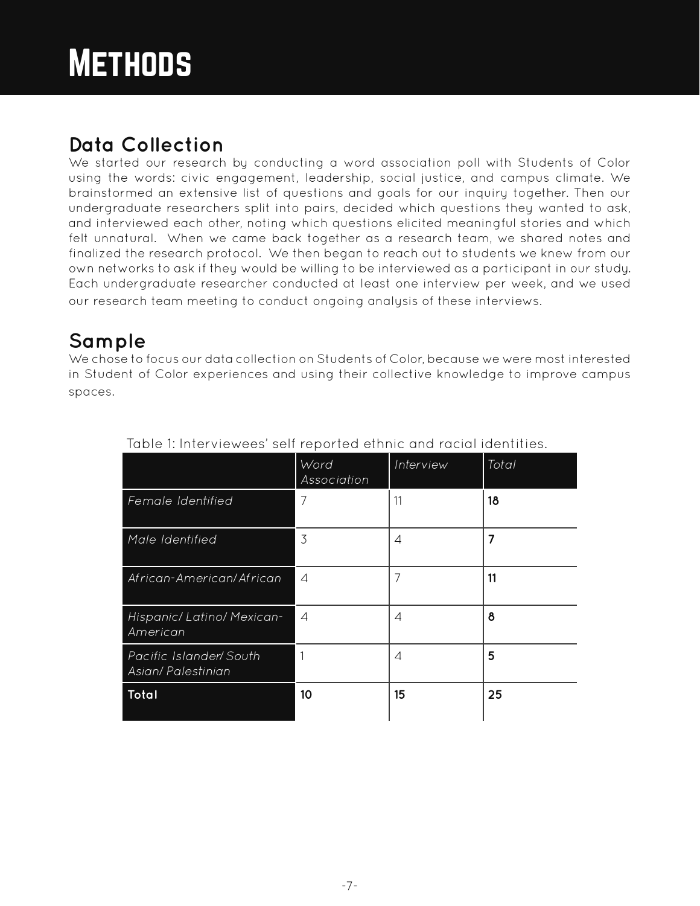# Methods

## Data Collection

We started our research by conducting a word association poll with Students of Color using the words: civic engagement, leadership, social justice, and campus climate. We brainstormed an extensive list of questions and goals for our inquiry together. Then our undergraduate researchers split into pairs, decided which questions they wanted to ask, and interviewed each other, noting which questions elicited meaningful stories and which felt unnatural. When we came back together as a research team, we shared notes and finalized the research protocol. We then began to reach out to students we knew from our own networks to ask if they would be willing to be interviewed as a participant in our study. Each undergraduate researcher conducted at least one interview per week, and we used our research team meeting to conduct ongoing analysis of these interviews.

## Sample

We chose to focus our data collection on Students of Color, because we were most interested in Student of Color experiences and using their collective knowledge to improve campus spaces.

Table 1: Interviewees' self reported ethnic and racial identities.

| | *Word Association* | *Interview* | *Total* |
|---|---|---|---|
| *Female Identified* | 7 | 11 | **18** |
| *Male Identified* | 3 | 4 | **7** |
| *African-American/ African* | 4 | 7 | **11** |
| *Hispanic/ Latino/ Mexican-American* | 4 | 4 | **8** |
| *Pacific Islander/ South Asian/ Palestinian* | 1 | 4 | **5** |
| **Total** | **10** | **15** | **25** |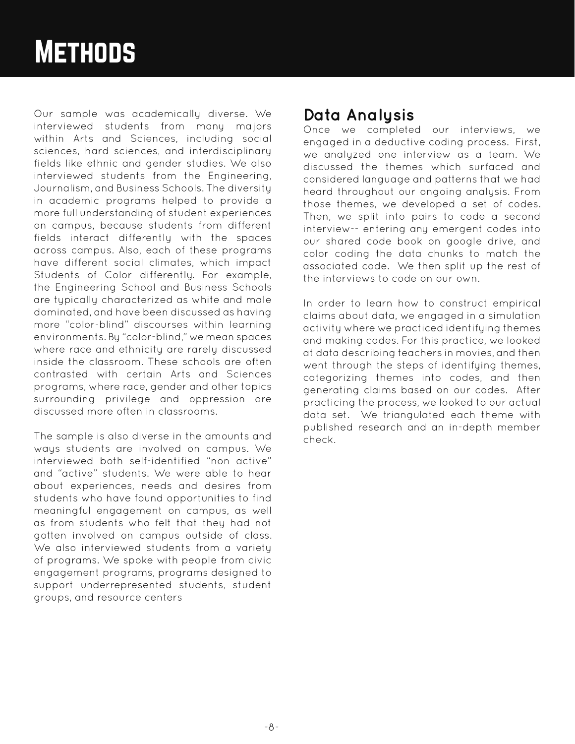# Methods

Our sample was academically diverse. We interviewed students from many majors within Arts and Sciences, including social sciences, hard sciences, and interdisciplinary fields like ethnic and gender studies. We also interviewed students from the Engineering, Journalism, and Business Schools. The diversity in academic programs helped to provide a more full understanding of student experiences on campus, because students from different fields interact differently with the spaces across campus. Also, each of these programs have different social climates, which impact Students of Color differently. For example, the Engineering School and Business Schools are typically characterized as white and male dominated, and have been discussed as having more "color-blind" discourses within learning environments. By "color-blind," we mean spaces where race and ethnicity are rarely discussed inside the classroom. These schools are often contrasted with certain Arts and Sciences programs, where race, gender and other topics surrounding privilege and oppression are discussed more often in classrooms.

The sample is also diverse in the amounts and ways students are involved on campus. We interviewed both self-identified "non active" and "active" students. We were able to hear about experiences, needs and desires from students who have found opportunities to find meaningful engagement on campus, as well as from students who felt that they had not gotten involved on campus outside of class. We also interviewed students from a variety of programs. We spoke with people from civic engagement programs, programs designed to support underrepresented students, student groups, and resource centers

## Data Analysis

Once we completed our interviews, we engaged in a deductive coding process. First, we analyzed one interview as a team. We discussed the themes which surfaced and considered language and patterns that we had heard throughout our ongoing analysis. From those themes, we developed a set of codes. Then, we split into pairs to code a second interview-- entering any emergent codes into our shared code book on google drive, and color coding the data chunks to match the associated code. We then split up the rest of the interviews to code on our own.

In order to learn how to construct empirical claims about data, we engaged in a simulation activity where we practiced identifying themes and making codes. For this practice, we looked at data describing teachers in movies, and then went through the steps of identifying themes, categorizing themes into codes, and then generating claims based on our codes. After practicing the process, we looked to our actual data set. We triangulated each theme with published research and an in-depth member check.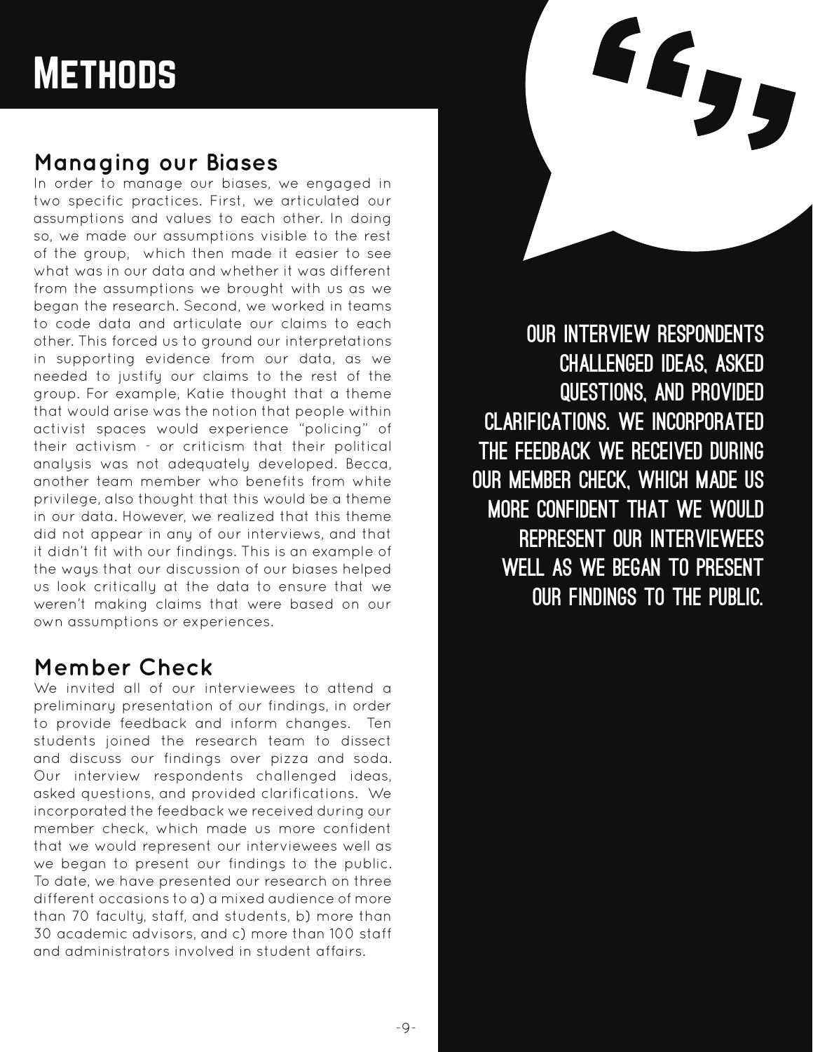# Methods

## Managing our Biases

In order to manage our biases, we engaged in two specific practices. First, we articulated our assumptions and values to each other. In doing so, we made our assumptions visible to the rest of the group, which then made it easier to see what was in our data and whether it was different from the assumptions we brought with us as we began the research. Second, we worked in teams to code data and articulate our claims to each other. This forced us to ground our interpretations in supporting evidence from our data, as we needed to justify our claims to the rest of the group. For example, Katie thought that a theme that would arise was the notion that people within activist spaces would experience "policing" of their activism - or criticism that their political analysis was not adequately developed. Becca, another team member who benefits from white privilege, also thought that this would be a theme in our data. However, we realized that this theme did not appear in any of our interviews, and that it didn't fit with our findings. This is an example of the ways that our discussion of our biases helped us look critically at the data to ensure that we weren't making claims that were based on our own assumptions or experiences.

## Member Check

We invited all of our interviewees to attend a preliminary presentation of our findings, in order to provide feedback and inform changes. Ten students joined the research team to dissect and discuss our findings over pizza and soda. Our interview respondents challenged ideas, asked questions, and provided clarifications. We incorporated the feedback we received during our member check, which made us more confident that we would represent our interviewees well as we began to present our findings to the public. To date, we have presented our research on three different occasions to a) a mixed audience of more than 70 faculty, staff, and students, b) more than 30 academic advisors, and c) more than 100 staff and administrators involved in student affairs.

**OUR INTERVIEW RESPONDENTS CHALLENGED IDEAS, ASKED QUESTIONS, AND PROVIDED CLARIFICATIONS. WE INCORPORATED THE FEEDBACK WE RECEIVED DURING OUR MEMBER CHECK, WHICH MADE US MORE CONFIDENT THAT WE WOULD REPRESENT OUR INTERVIEWEES WELL AS WE BEGAN TO PRESENT OUR FINDINGS TO THE PUBLIC.**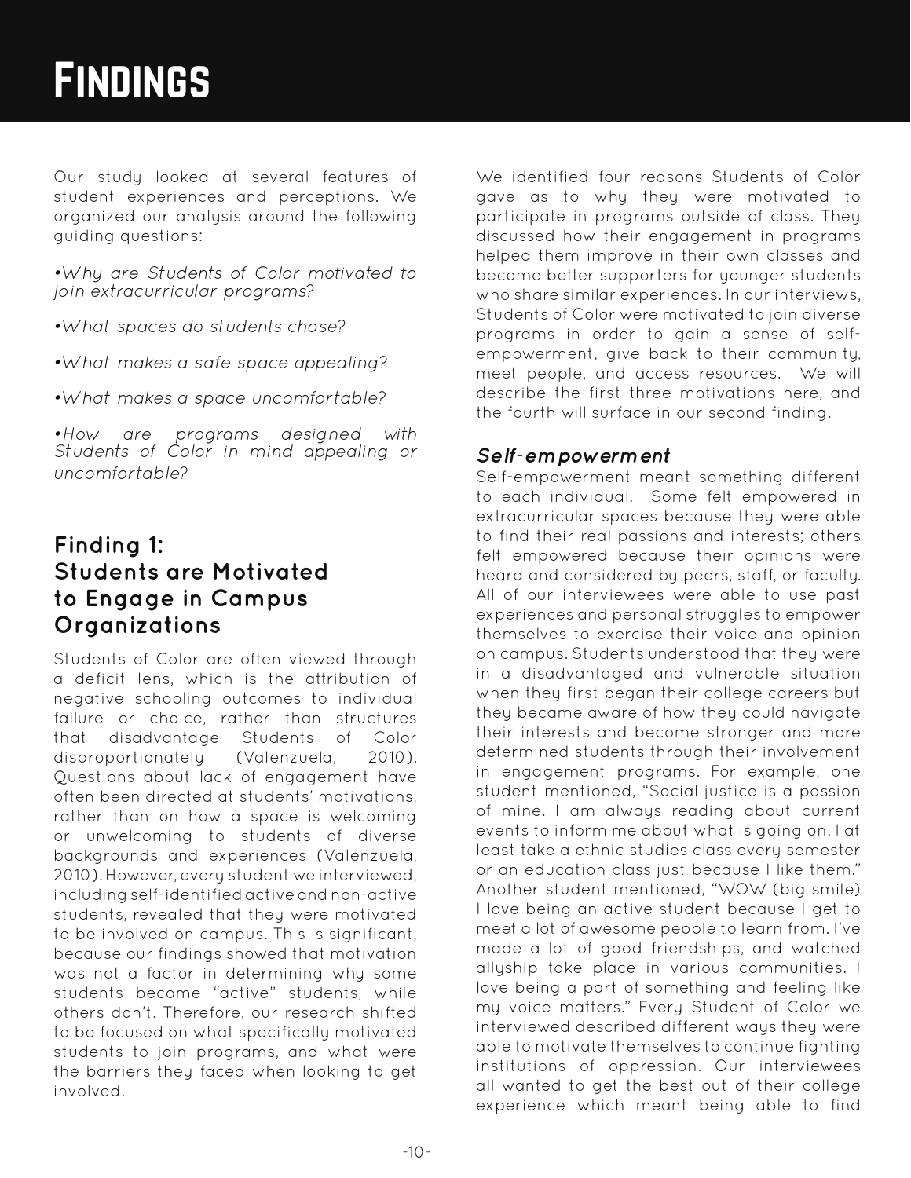# Findings

Our study looked at several features of student experiences and perceptions. We organized our analysis around the following guiding questions:

*•Why are Students of Color motivated to join extracurricular programs?*

*•What spaces do students chose?*

*•What makes a safe space appealing?*

*•What makes a space uncomfortable?*

*•How are programs designed with Students of Color in mind appealing or uncomfortable?*

## Finding 1: Students are Motivated to Engage in Campus Organizations

Students of Color are often viewed through a deficit lens, which is the attribution of negative schooling outcomes to individual failure or choice, rather than structures that disadvantage Students of Color disproportionately (Valenzuela, 2010). Questions about lack of engagement have often been directed at students' motivations, rather than on how a space is welcoming or unwelcoming to students of diverse backgrounds and experiences (Valenzuela, 2010). However, every student we interviewed, including self-identified active and non-active students, revealed that they were motivated to be involved on campus. This is significant, because our findings showed that motivation was not a factor in determining why some students become "active" students, while others don't. Therefore, our research shifted to be focused on what specifically motivated students to join programs, and what were the barriers they faced when looking to get involved.

We identified four reasons Students of Color gave as to why they were motivated to participate in programs outside of class. They discussed how their engagement in programs helped them improve in their own classes and become better supporters for younger students who share similar experiences. In our interviews, Students of Color were motivated to join diverse programs in order to gain a sense of self-empowerment, give back to their community, meet people, and access resources. We will describe the first three motivations here, and the fourth will surface in our second finding.

### *Self-empowerment*

Self-empowerment meant something different to each individual. Some felt empowered in extracurricular spaces because they were able to find their real passions and interests; others felt empowered because their opinions were heard and considered by peers, staff, or faculty. All of our interviewees were able to use past experiences and personal struggles to empower themselves to exercise their voice and opinion on campus. Students understood that they were in a disadvantaged and vulnerable situation when they first began their college careers but they became aware of how they could navigate their interests and become stronger and more determined students through their involvement in engagement programs. For example, one student mentioned, "Social justice is a passion of mine. I am always reading about current events to inform me about what is going on. I at least take a ethnic studies class every semester or an education class just because I like them." Another student mentioned, "WOW (big smile) I love being an active student because I get to meet a lot of awesome people to learn from. I've made a lot of good friendships, and watched allyship take place in various communities. I love being a part of something and feeling like my voice matters." Every Student of Color we interviewed described different ways they were able to motivate themselves to continue fighting institutions of oppression. Our interviewees all wanted to get the best out of their college experience which meant being able to find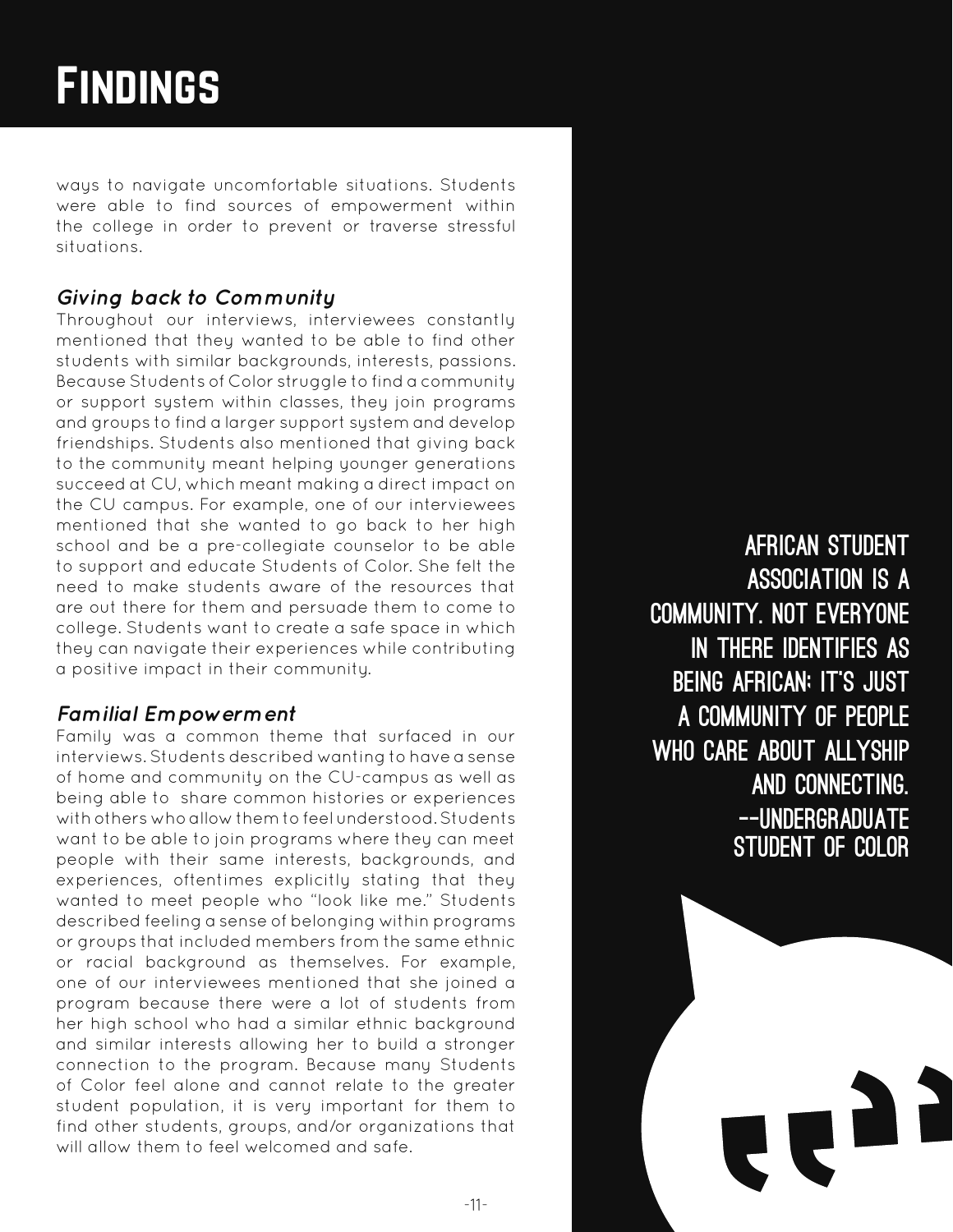# Findings

ways to navigate uncomfortable situations. Students were able to find sources of empowerment within the college in order to prevent or traverse stressful situations.

### *Giving back to Community*

Throughout our interviews, interviewees constantly mentioned that they wanted to be able to find other students with similar backgrounds, interests, passions. Because Students of Color struggle to find a community or support system within classes, they join programs and groups to find a larger support system and develop friendships. Students also mentioned that giving back to the community meant helping younger generations succeed at CU, which meant making a direct impact on the CU campus. For example, one of our interviewees mentioned that she wanted to go back to her high school and be a pre-collegiate counselor to be able to support and educate Students of Color. She felt the need to make students aware of the resources that are out there for them and persuade them to come to college. Students want to create a safe space in which they can navigate their experiences while contributing a positive impact in their community.

### *Familial Empowerment*

Family was a common theme that surfaced in our interviews. Students described wanting to have a sense of home and community on the CU-campus as well as being able to share common histories or experiences with others who allow them to feel understood. Students want to be able to join programs where they can meet people with their same interests, backgrounds, and experiences, oftentimes explicitly stating that they wanted to meet people who "look like me." Students described feeling a sense of belonging within programs or groups that included members from the same ethnic or racial background as themselves. For example, one of our interviewees mentioned that she joined a program because there were a lot of students from her high school who had a similar ethnic background and similar interests allowing her to build a stronger connection to the program. Because many Students of Color feel alone and cannot relate to the greater student population, it is very important for them to find other students, groups, and/or organizations that will allow them to feel welcomed and safe.

> AFRICAN STUDENT ASSOCIATION IS A COMMUNITY. NOT EVERYONE IN THERE IDENTIFIES AS BEING AFRICAN; IT'S JUST A COMMUNITY OF PEOPLE WHO CARE ABOUT ALLYSHIP AND CONNECTING.
> --UNDERGRADUATE STUDENT OF COLOR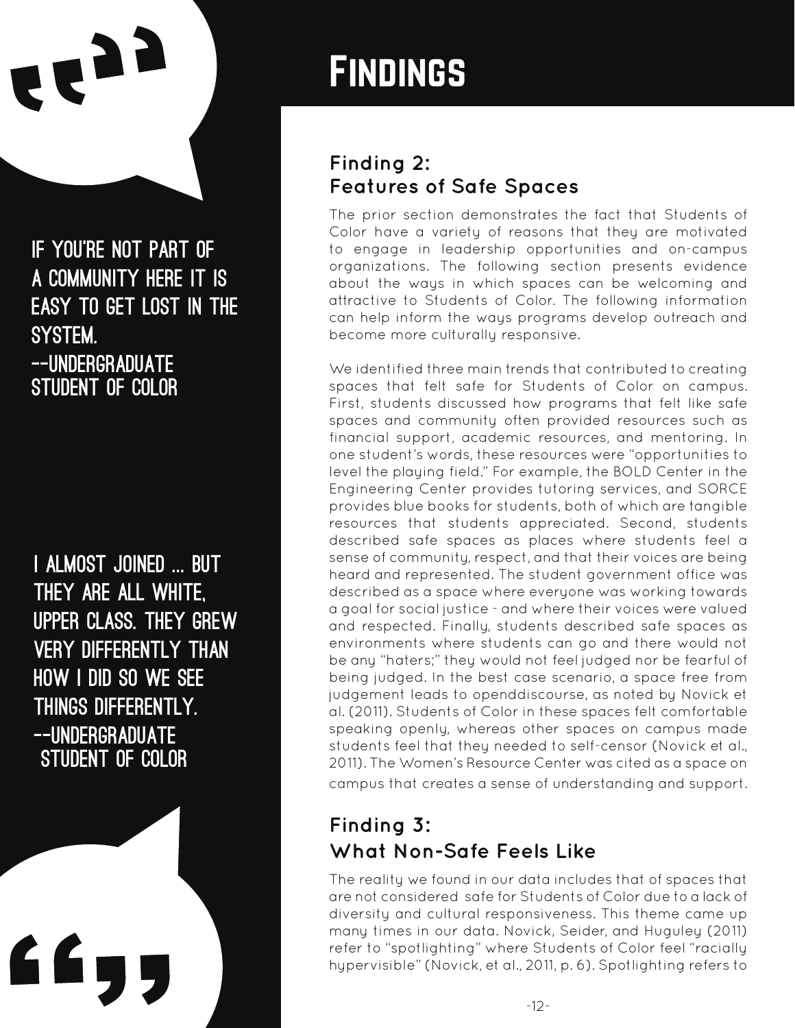> IF YOU'RE NOT PART OF A COMMUNITY HERE IT IS EASY TO GET LOST IN THE SYSTEM.
> --UNDERGRADUATE STUDENT OF COLOR

> I ALMOST JOINED ... BUT THEY ARE ALL WHITE, UPPER CLASS. THEY GREW VERY DIFFERENTLY THAN HOW I DID SO WE SEE THINGS DIFFERENTLY.
> --UNDERGRADUATE STUDENT OF COLOR

# Findings

## Finding 2: Features of Safe Spaces

The prior section demonstrates the fact that Students of Color have a variety of reasons that they are motivated to engage in leadership opportunities and on-campus organizations. The following section presents evidence about the ways in which spaces can be welcoming and attractive to Students of Color. The following information can help inform the ways programs develop outreach and become more culturally responsive.

We identified three main trends that contributed to creating spaces that felt safe for Students of Color on campus. First, students discussed how programs that felt like safe spaces and community often provided resources such as financial support, academic resources, and mentoring. In one student's words, these resources were "opportunities to level the playing field." For example, the BOLD Center in the Engineering Center provides tutoring services, and SORCE provides blue books for students, both of which are tangible resources that students appreciated. Second, students described safe spaces as places where students feel a sense of community, respect, and that their voices are being heard and represented. The student government office was described as a space where everyone was working towards a goal for social justice - and where their voices were valued and respected. Finally, students described safe spaces as environments where students can go and there would not be any "haters;" they would not feel judged nor be fearful of being judged. In the best case scenario, a space free from judgement leads to openddiscourse, as noted by Novick et al. (2011). Students of Color in these spaces felt comfortable speaking openly, whereas other spaces on campus made students feel that they needed to self-censor (Novick et al., 2011). The Women's Resource Center was cited as a space on campus that creates a sense of understanding and support.

## Finding 3: What Non-Safe Feels Like

The reality we found in our data includes that of spaces that are not considered safe for Students of Color due to a lack of diversity and cultural responsiveness. This theme came up many times in our data. Novick, Seider, and Huguley (2011) refer to "spotlighting" where Students of Color feel "racially hypervisible" (Novick, et al., 2011, p. 6). Spotlighting refers to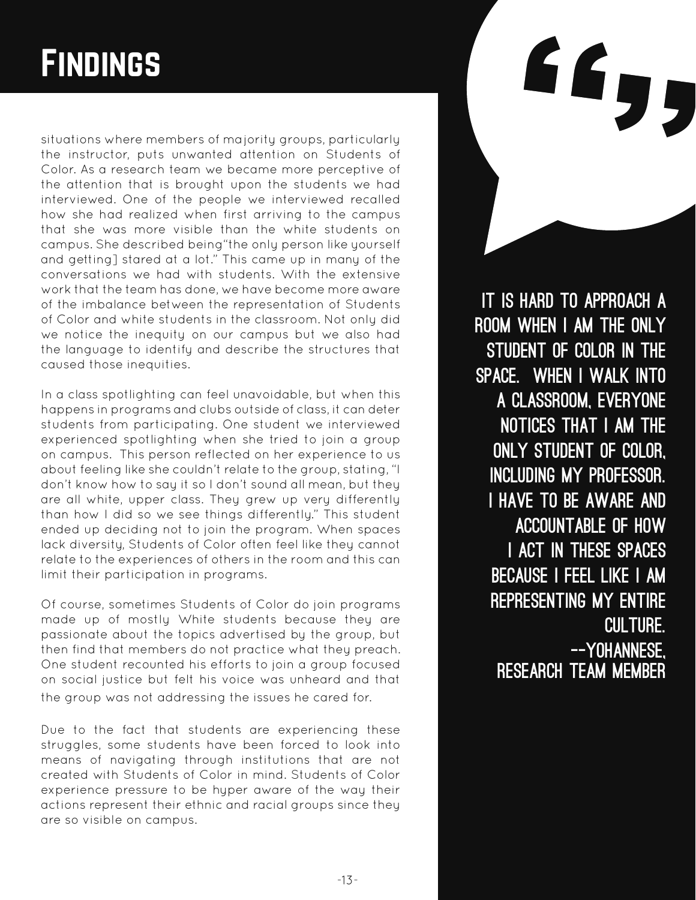# Findings

situations where members of majority groups, particularly the instructor, puts unwanted attention on Students of Color. As a research team we became more perceptive of the attention that is brought upon the students we had interviewed. One of the people we interviewed recalled how she had realized when first arriving to the campus that she was more visible than the white students on campus. She described being"the only person like yourself and getting] stared at a lot." This came up in many of the conversations we had with students. With the extensive work that the team has done, we have become more aware of the imbalance between the representation of Students of Color and white students in the classroom. Not only did we notice the inequity on our campus but we also had the language to identify and describe the structures that caused those inequities.

In a class spotlighting can feel unavoidable, but when this happens in programs and clubs outside of class, it can deter students from participating. One student we interviewed experienced spotlighting when she tried to join a group on campus. This person reflected on her experience to us about feeling like she couldn't relate to the group, stating, "I don't know how to say it so I don't sound all mean, but they are all white, upper class. They grew up very differently than how I did so we see things differently." This student ended up deciding not to join the program. When spaces lack diversity, Students of Color often feel like they cannot relate to the experiences of others in the room and this can limit their participation in programs.

Of course, sometimes Students of Color do join programs made up of mostly White students because they are passionate about the topics advertised by the group, but then find that members do not practice what they preach. One student recounted his efforts to join a group focused on social justice but felt his voice was unheard and that the group was not addressing the issues he cared for.

Due to the fact that students are experiencing these struggles, some students have been forced to look into means of navigating through institutions that are not created with Students of Color in mind. Students of Color experience pressure to be hyper aware of the way their actions represent their ethnic and racial groups since they are so visible on campus.

> IT IS HARD TO APPROACH A ROOM WHEN I AM THE ONLY STUDENT OF COLOR IN THE SPACE. WHEN I WALK INTO A CLASSROOM, EVERYONE NOTICES THAT I AM THE ONLY STUDENT OF COLOR, INCLUDING MY PROFESSOR. I HAVE TO BE AWARE AND ACCOUNTABLE OF HOW I ACT IN THESE SPACES BECAUSE I FEEL LIKE I AM REPRESENTING MY ENTIRE CULTURE.
>
> --YOHANNESE, RESEARCH TEAM MEMBER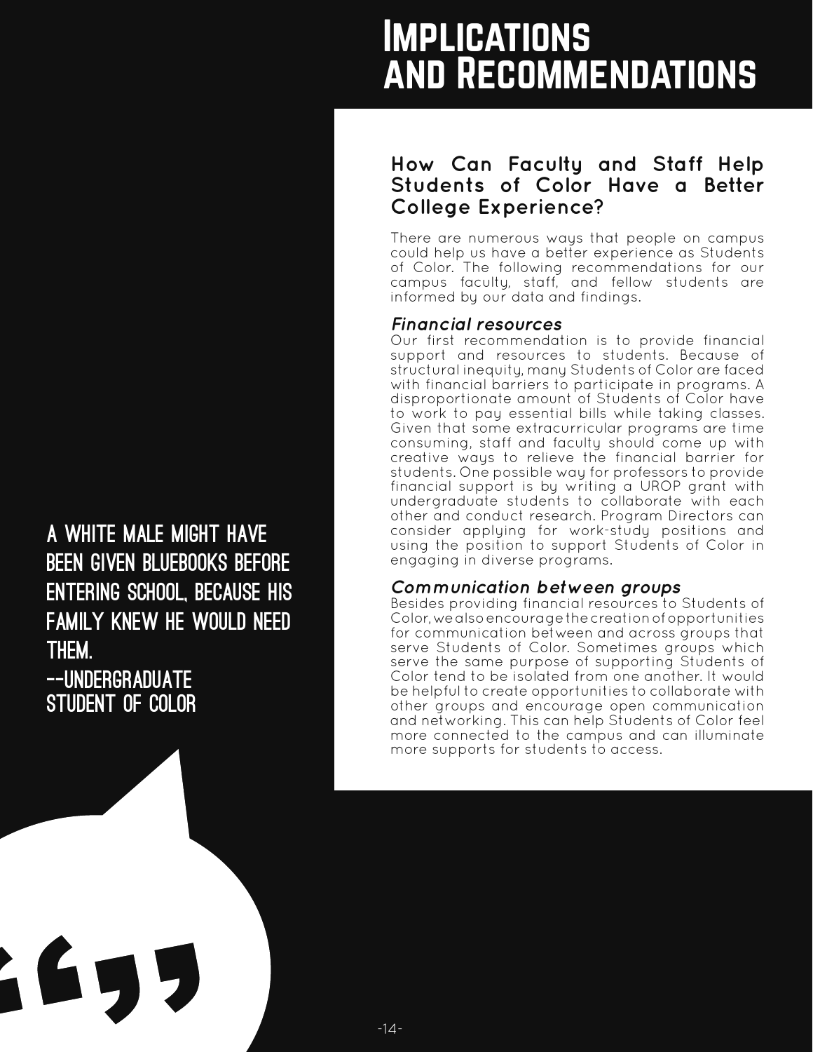# Implications and Recommendations

> A white male might have been given bluebooks before entering school, because his family knew he would need them.
>
> --Undergraduate Student of Color

## How Can Faculty and Staff Help Students of Color Have a Better College Experience?

There are numerous ways that people on campus could help us have a better experience as Students of Color. The following recommendations for our campus faculty, staff, and fellow students are informed by our data and findings.

### *Financial resources*

Our first recommendation is to provide financial support and resources to students. Because of structural inequity, many Students of Color are faced with financial barriers to participate in programs. A disproportionate amount of Students of Color have to work to pay essential bills while taking classes. Given that some extracurricular programs are time consuming, staff and faculty should come up with creative ways to relieve the financial barrier for students. One possible way for professors to provide financial support is by writing a UROP grant with undergraduate students to collaborate with each other and conduct research. Program Directors can consider applying for work-study positions and using the position to support Students of Color in engaging in diverse programs.

### *Communication between groups*

Besides providing financial resources to Students of Color, we also encourage the creation of opportunities for communication between and across groups that serve Students of Color. Sometimes groups which serve the same purpose of supporting Students of Color tend to be isolated from one another. It would be helpful to create opportunities to collaborate with other groups and encourage open communication and networking. This can help Students of Color feel more connected to the campus and can illuminate more supports for students to access.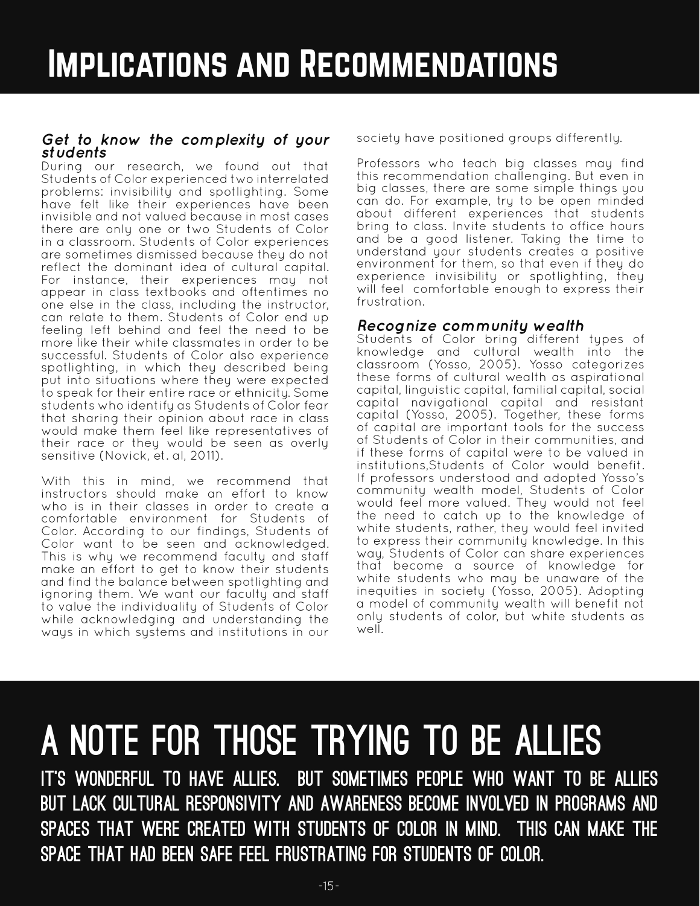# Implications and Recommendations

### *Get to know the complexity of your students*

During our research, we found out that Students of Color experienced two interrelated problems: invisibility and spotlighting. Some have felt like their experiences have been invisible and not valued because in most cases there are only one or two Students of Color in a classroom. Students of Color experiences are sometimes dismissed because they do not reflect the dominant idea of cultural capital. For instance, their experiences may not appear in class textbooks and oftentimes no one else in the class, including the instructor, can relate to them. Students of Color end up feeling left behind and feel the need to be more like their white classmates in order to be successful. Students of Color also experience spotlighting, in which they described being put into situations where they were expected to speak for their entire race or ethnicity. Some students who identify as Students of Color fear that sharing their opinion about race in class would make them feel like representatives of their race or they would be seen as overly sensitive (Novick, et. al, 2011).

With this in mind, we recommend that instructors should make an effort to know who is in their classes in order to create a comfortable environment for Students of Color. According to our findings, Students of Color want to be seen and acknowledged. This is why we recommend faculty and staff make an effort to get to know their students and find the balance between spotlighting and ignoring them. We want our faculty and staff to value the individuality of Students of Color while acknowledging and understanding the ways in which systems and institutions in our society have positioned groups differently.

Professors who teach big classes may find this recommendation challenging. But even in big classes, there are some simple things you can do. For example, try to be open minded about different experiences that students bring to class. Invite students to office hours and be a good listener. Taking the time to understand your students creates a positive environment for them, so that even if they do experience invisibility or spotlighting, they will feel comfortable enough to express their frustration.

### *Recognize community wealth*

Students of Color bring different types of knowledge and cultural wealth into the classroom (Yosso, 2005). Yosso categorizes these forms of cultural wealth as aspirational capital, linguistic capital, familial capital, social capital navigational capital and resistant capital (Yosso, 2005). Together, these forms of capital are important tools for the success of Students of Color in their communities, and if these forms of capital were to be valued in institutions,Students of Color would benefit. If professors understood and adopted Yosso's community wealth model, Students of Color would feel more valued. They would not feel the need to catch up to the knowledge of white students, rather, they would feel invited to express their community knowledge. In this way, Students of Color can share experiences that become a source of knowledge for white students who may be unaware of the inequities in society (Yosso, 2005). Adopting a model of community wealth will benefit not only students of color, but white students as well.

## A Note for Those Trying to Be Allies

**It's wonderful to have allies. But sometimes people who want to be allies but lack cultural responsivity and awareness become involved in programs and spaces that were created with Students of Color in mind. This can make the space that had been safe feel frustrating for Students of Color.**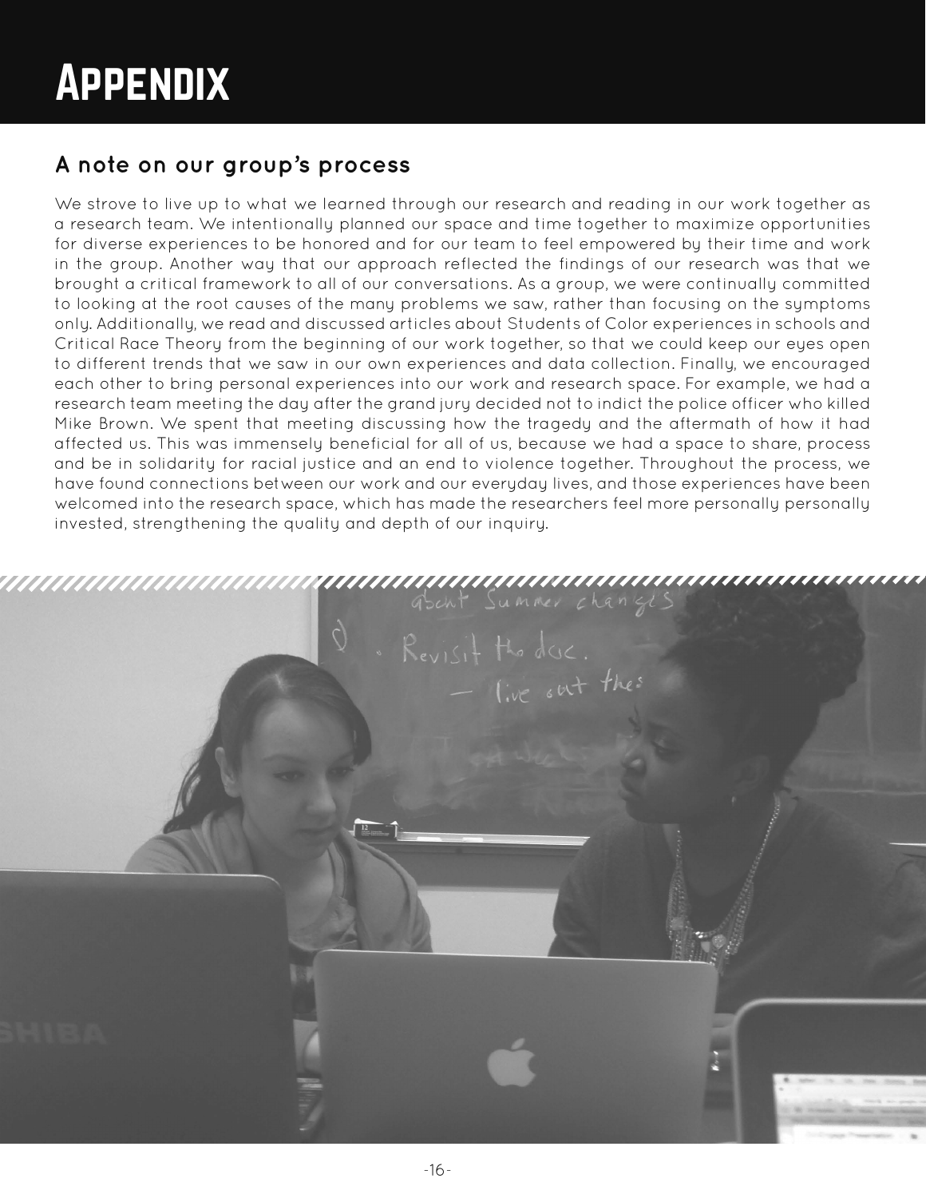# Appendix

## A note on our group's process

We strove to live up to what we learned through our research and reading in our work together as a research team. We intentionally planned our space and time together to maximize opportunities for diverse experiences to be honored and for our team to feel empowered by their time and work in the group. Another way that our approach reflected the findings of our research was that we brought a critical framework to all of our conversations. As a group, we were continually committed to looking at the root causes of the many problems we saw, rather than focusing on the symptoms only. Additionally, we read and discussed articles about Students of Color experiences in schools and Critical Race Theory from the beginning of our work together, so that we could keep our eyes open to different trends that we saw in our own experiences and data collection. Finally, we encouraged each other to bring personal experiences into our work and research space. For example, we had a research team meeting the day after the grand jury decided not to indict the police officer who killed Mike Brown. We spent that meeting discussing how the tragedy and the aftermath of how it had affected us. This was immensely beneficial for all of us, because we had a space to share, process and be in solidarity for racial justice and an end to violence together. Throughout the process, we have found connections between our work and our everyday lives, and those experiences have been welcomed into the research space, which has made the researchers feel more personally personally invested, strengthening the quality and depth of our inquiry.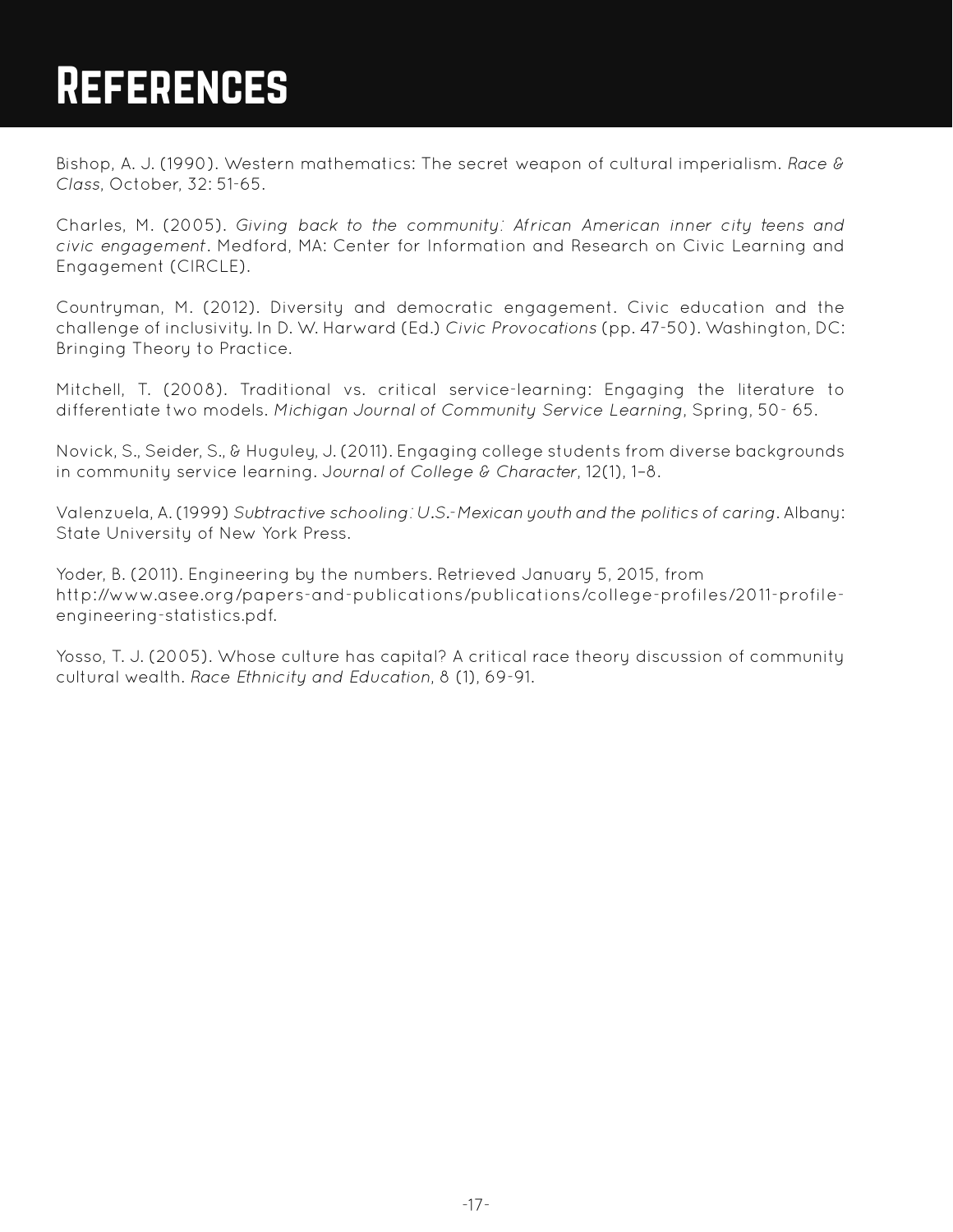# References

Bishop, A. J. (1990). Western mathematics: The secret weapon of cultural imperialism. *Race & Class*, October, 32: 51-65.

Charles, M. (2005). *Giving back to the community: African American inner city teens and civic engagement*. Medford, MA: Center for Information and Research on Civic Learning and Engagement (CIRCLE).

Countryman, M. (2012). Diversity and democratic engagement. Civic education and the challenge of inclusivity. In D. W. Harward (Ed.) *Civic Provocations* (pp. 47-50). Washington, DC: Bringing Theory to Practice.

Mitchell, T. (2008). Traditional vs. critical service-learning: Engaging the literature to differentiate two models. *Michigan Journal of Community Service Learning*, Spring, 50- 65.

Novick, S., Seider, S., & Huguley, J. (2011). Engaging college students from diverse backgrounds in community service learning. *Journal of College & Character*, 12(1), 1–8.

Valenzuela, A. (1999) *Subtractive schooling: U.S.-Mexican youth and the politics of caring*. Albany: State University of New York Press.

Yoder, B. (2011). Engineering by the numbers. Retrieved January 5, 2015, from http://www.asee.org/papers-and-publications/publications/college-profiles/2011-profile-engineering-statistics.pdf.

Yosso, T. J. (2005). Whose culture has capital? A critical race theory discussion of community cultural wealth. *Race Ethnicity and Education*, 8 (1), 69-91.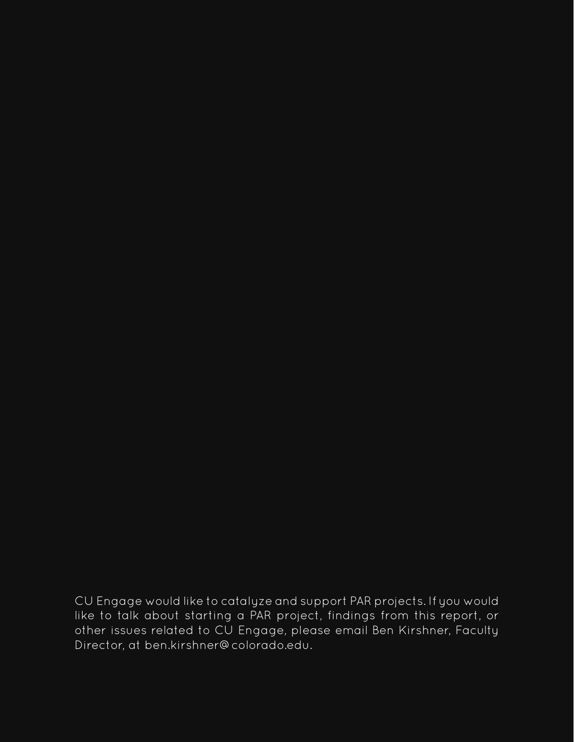CU Engage would like to catalyze and support PAR projects. If you would like to talk about starting a PAR project, findings from this report, or other issues related to CU Engage, please email Ben Kirshner, Faculty Director, at ben.kirshner@colorado.edu.